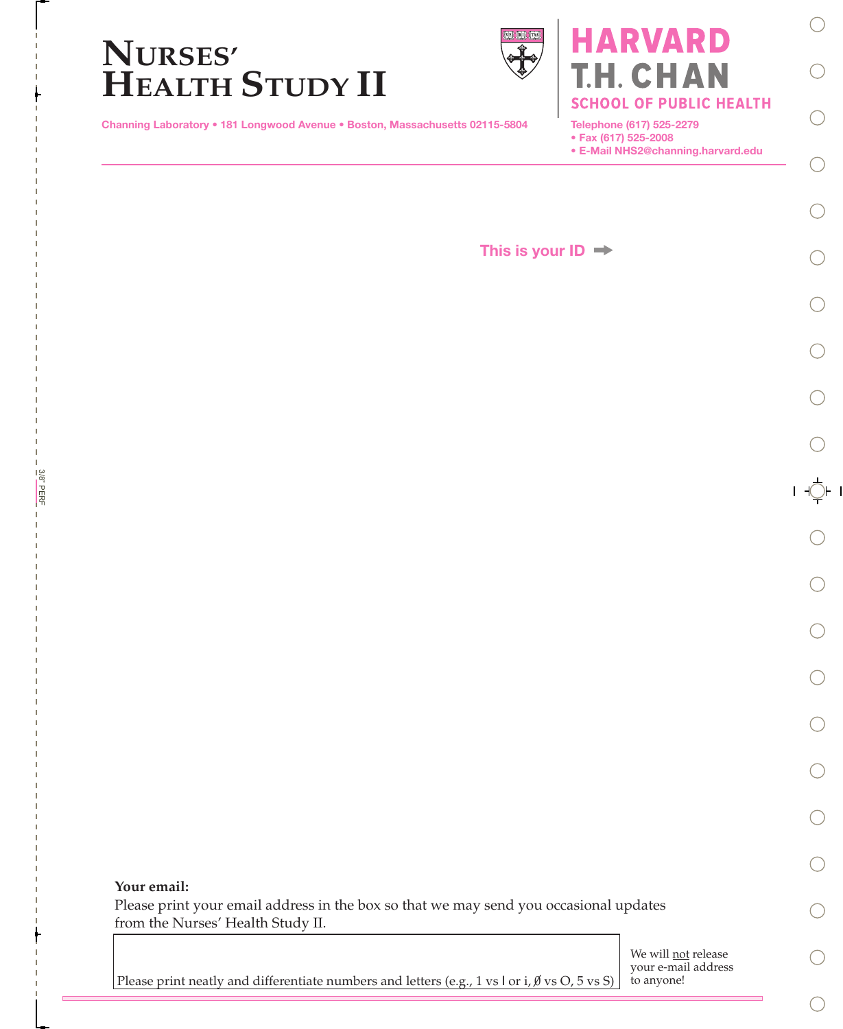# NURSES' HEALTH STUDY II

HARVARD T.H. CHAN SCHOOL OF PUBLIC HEALTH

Channing Laboratory • 181 Longwood Avenue • Boston, Massachusetts 02115-5804

Telephone (617) 525-2279
• Fax (617) 525-2008
• E-Mail NHS2@channing.harvard.edu

This is your ID ➡

**Your email:**
Please print your email address in the box so that we may send you occasional updates from the Nurses' Health Study II.

Please print neatly and differentiate numbers and letters (e.g., 1 vs l or i, Ø vs O, 5 vs S)

We will not release your e-mail address to anyone!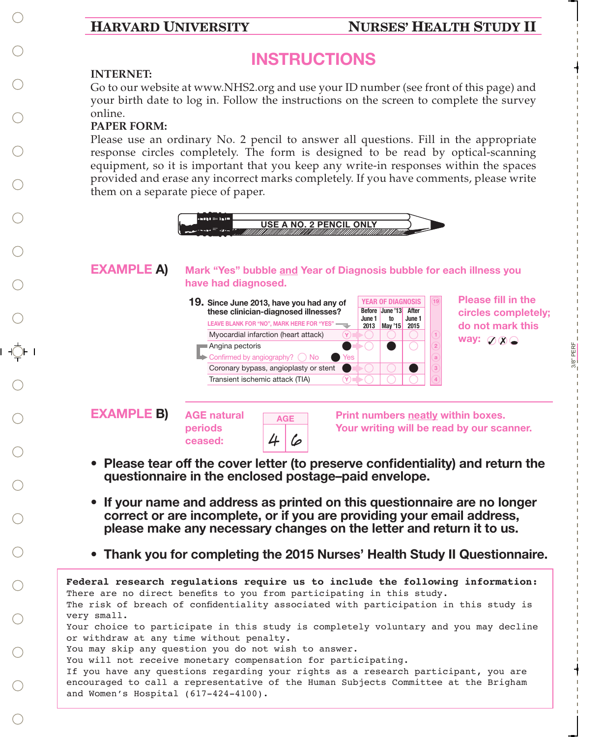HARVARD UNIVERSITY — NURSES' HEALTH STUDY II

# INSTRUCTIONS

**INTERNET:**

Go to our website at www.NHS2.org and use your ID number (see front of this page) and your birth date to log in. Follow the instructions on the screen to complete the survey online.

**PAPER FORM:**

Please use an ordinary No. 2 pencil to answer all questions. Fill in the appropriate response circles completely. The form is designed to be read by optical-scanning equipment, so it is important that you keep any write-in responses within the spaces provided and erase any incorrect marks completely. If you have comments, please write them on a separate piece of paper.

USE A NO. 2 PENCIL ONLY

## EXAMPLE A)

**Mark "Yes" bubble and Year of Diagnosis bubble for each illness you have had diagnosed.**

**19.** Since June 2013, have you had any of these clinician-diagnosed illnesses?

LEAVE BLANK FOR "NO", MARK HERE FOR "YES"

| | Yes | YEAR OF DIAGNOSIS: Before June 1 2013 | June '13 to May '15 | After June 1 2015 |
|---|---|---|---|---|
| Myocardial infarction (heart attack) | ○ | ○ | ○ | ○ |
| Angina pectoris | ● | ○ | ● | ○ |
| Confirmed by angiography? ○ No ● Yes | | | | |
| Coronary bypass, angioplasty or stent | ● | ○ | ○ | ● |
| Transient ischemic attack (TIA) | ○ | ○ | ○ | ○ |

**Please fill in the circles completely; do not mark this way:** ✓ ✗ ◒

## EXAMPLE B)

**AGE natural periods ceased:**

| AGE | |
|---|---|
| 4 | 6 |

**Print numbers neatly within boxes. Your writing will be read by our scanner.**

- **Please tear off the cover letter (to preserve confidentiality) and return the questionnaire in the enclosed postage–paid envelope.**
- **If your name and address as printed on this questionnaire are no longer correct or are incomplete, or if you are providing your email address, please make any necessary changes on the letter and return it to us.**
- **Thank you for completing the 2015 Nurses' Health Study II Questionnaire.**

**Federal research regulations require us to include the following information:**
There are no direct benefits to you from participating in this study.
The risk of breach of confidentiality associated with participation in this study is very small.
Your choice to participate in this study is completely voluntary and you may decline or withdraw at any time without penalty.
You may skip any question you do not wish to answer.
You will not receive monetary compensation for participating.
If you have any questions regarding your rights as a research participant, you are encouraged to call a representative of the Human Subjects Committee at the Brigham and Women's Hospital (617-424-4100).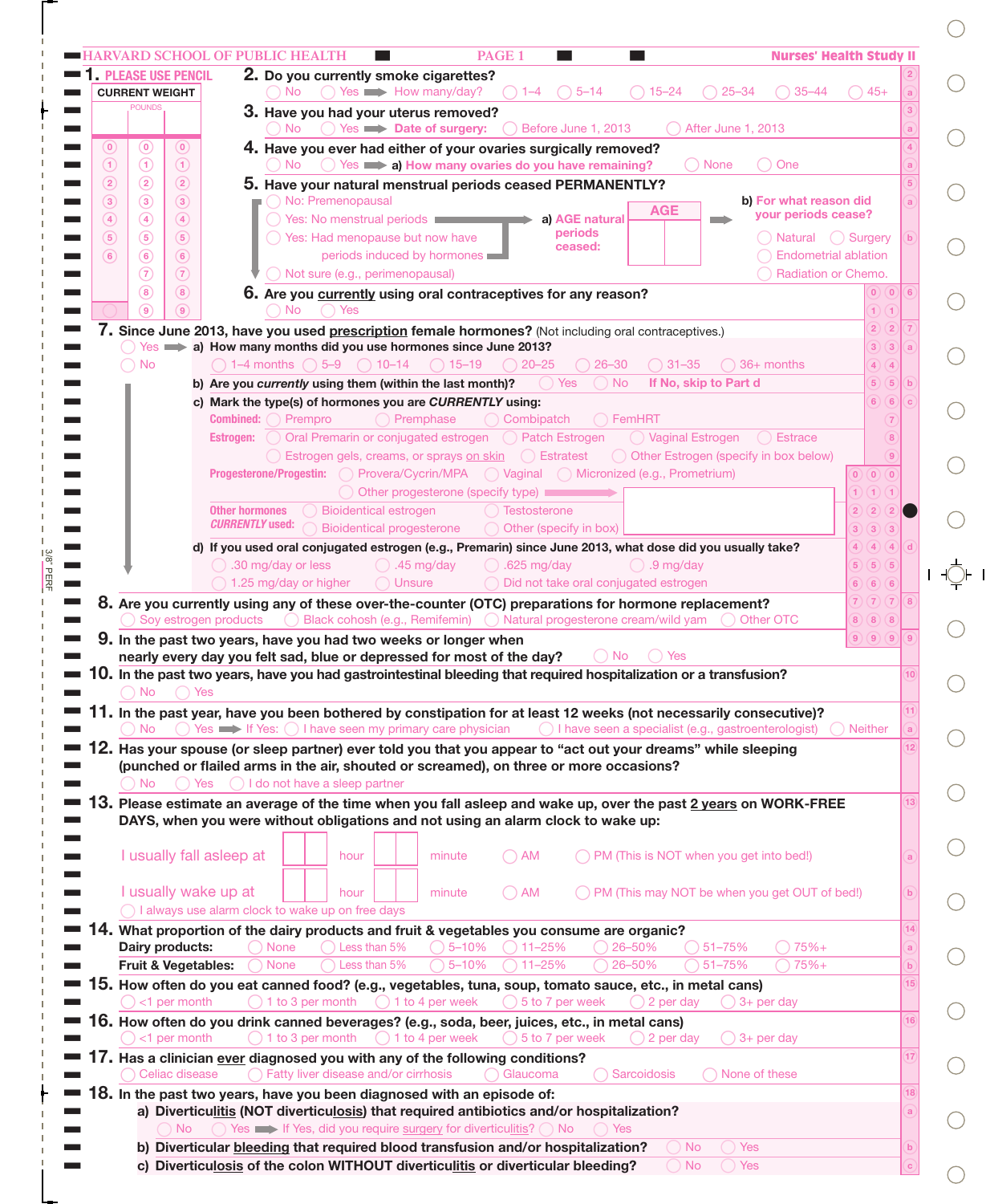HARVARD SCHOOL OF PUBLIC HEALTH — PAGE 1 — Nurses' Health Study II

**1. PLEASE USE PENCIL**

CURRENT WEIGHT

POUNDS

| | | |
|---|---|---|
| 0 | 0 | 0 |
| 1 | 1 | 1 |
| 2 | 2 | 2 |
| 3 | 3 | 3 |
| 4 | 4 | 4 |
| 5 | 5 | 5 |
| 6 | 6 | 6 |
| | 7 | 7 |
| | 8 | 8 |
| | 9 | 9 |

**2. Do you currently smoke cigarettes?**
◯ No ◯ Yes ➡ How many/day? ◯ 1–4 ◯ 5–14 ◯ 15–24 ◯ 25–34 ◯ 35–44 ◯ 45+

**3. Have you had your uterus removed?**
◯ No ◯ Yes ➡ Date of surgery: ◯ Before June 1, 2013 ◯ After June 1, 2013

**4. Have you ever had either of your ovaries surgically removed?**
◯ No ◯ Yes ➡ a) How many ovaries do you have remaining? ◯ None ◯ One

**5. Have your natural menstrual periods ceased PERMANENTLY?**
- ◯ No: Premenopausal
- ◯ Yes: No menstrual periods
- ◯ Yes: Had menopause but now have periods induced by hormones
- ◯ Not sure (e.g., perimenopausal)

a) AGE natural periods ceased: AGE [ ][ ]

b) For what reason did your periods cease?
◯ Natural ◯ Surgery ◯ Endometrial ablation ◯ Radiation or Chemo.

**6. Are you currently using oral contraceptives for any reason?**
◯ No ◯ Yes

**7. Since June 2013, have you used prescription female hormones?** (Not including oral contraceptives.)
◯ Yes ➡ a) How many months did you use hormones since June 2013?
◯ No

◯ 1–4 months ◯ 5–9 ◯ 10–14 ◯ 15–19 ◯ 20–25 ◯ 26–30 ◯ 31–35 ◯ 36+ months

b) Are you *currently* using them (within the last month)? ◯ Yes ◯ No **If No, skip to Part d**

c) Mark the type(s) of hormones you are *CURRENTLY* using:

- **Combined:** ◯ Prempro ◯ Premphase ◯ Combipatch ◯ FemHRT
- **Estrogen:** ◯ Oral Premarin or conjugated estrogen ◯ Patch Estrogen ◯ Vaginal Estrogen ◯ Estrace ◯ Estrogen gels, creams, or sprays on skin ◯ Estratest ◯ Other Estrogen (specify in box below)
- **Progesterone/Progestin:** ◯ Provera/Cycrin/MPA ◯ Vaginal ◯ Micronized (e.g., Prometrium) ◯ Other progesterone (specify type) ➡
- **Other hormones *CURRENTLY* used:** ◯ Bioidentical estrogen ◯ Testosterone ◯ Bioidentical progesterone ◯ Other (specify in box)

d) If you used oral conjugated estrogen (e.g., Premarin) since June 2013, what dose did you usually take?
◯ .30 mg/day or less ◯ .45 mg/day ◯ .625 mg/day ◯ .9 mg/day ◯ 1.25 mg/day or higher ◯ Unsure ◯ Did not take oral conjugated estrogen

**8. Are you currently using any of these over-the-counter (OTC) preparations for hormone replacement?**
◯ Soy estrogen products ◯ Black cohosh (e.g., Remifemin) ◯ Natural progesterone cream/wild yam ◯ Other OTC

**9. In the past two years, have you had two weeks or longer when nearly every day you felt sad, blue or depressed for most of the day?**
◯ No ◯ Yes

**10. In the past two years, have you had gastrointestinal bleeding that required hospitalization or a transfusion?**
◯ No ◯ Yes

**11. In the past year, have you been bothered by constipation for at least 12 weeks (not necessarily consecutive)?**
◯ No ◯ Yes ➡ If Yes: ◯ I have seen my primary care physician ◯ I have seen a specialist (e.g., gastroenterologist) ◯ Neither

**12. Has your spouse (or sleep partner) ever told you that you appear to "act out your dreams" while sleeping (punched or flailed arms in the air, shouted or screamed), on three or more occasions?**
◯ No ◯ Yes ◯ I do not have a sleep partner

**13. Please estimate an average of the time when you fall asleep and wake up, over the past 2 years on WORK-FREE DAYS, when you were without obligations and not using an alarm clock to wake up:**

I usually fall asleep at [ ][ ] hour [ ][ ] minute ◯ AM ◯ PM (This is NOT when you get into bed!)

I usually wake up at [ ][ ] hour [ ][ ] minute ◯ AM ◯ PM (This may NOT be when you get OUT of bed!)

◯ I always use alarm clock to wake up on free days

**14. What proportion of the dairy products and fruit & vegetables you consume are organic?**

| | | | | | | | |
|---|---|---|---|---|---|---|---|
| **Dairy products:** | ◯ None | ◯ Less than 5% | ◯ 5–10% | ◯ 11–25% | ◯ 26–50% | ◯ 51–75% | ◯ 75%+ |
| **Fruit & Vegetables:** | ◯ None | ◯ Less than 5% | ◯ 5–10% | ◯ 11–25% | ◯ 26–50% | ◯ 51–75% | ◯ 75%+ |

**15. How often do you eat canned food? (e.g., vegetables, tuna, soup, tomato sauce, etc., in metal cans)**
◯ <1 per month ◯ 1 to 3 per month ◯ 1 to 4 per week ◯ 5 to 7 per week ◯ 2 per day ◯ 3+ per day

**16. How often do you drink canned beverages? (e.g., soda, beer, juices, etc., in metal cans)**
◯ <1 per month ◯ 1 to 3 per month ◯ 1 to 4 per week ◯ 5 to 7 per week ◯ 2 per day ◯ 3+ per day

**17. Has a clinician ever diagnosed you with any of the following conditions?**
◯ Celiac disease ◯ Fatty liver disease and/or cirrhosis ◯ Glaucoma ◯ Sarcoidosis ◯ None of these

**18. In the past two years, have you been diagnosed with an episode of:**

a) Diverticulitis (NOT diverticulosis) that required antibiotics and/or hospitalization?
◯ No ◯ Yes ➡ If Yes, did you require surgery for diverticulitis? ◯ No ◯ Yes

b) Diverticular bleeding that required blood transfusion and/or hospitalization? ◯ No ◯ Yes

c) Diverticulosis of the colon WITHOUT diverticulitis or diverticular bleeding? ◯ No ◯ Yes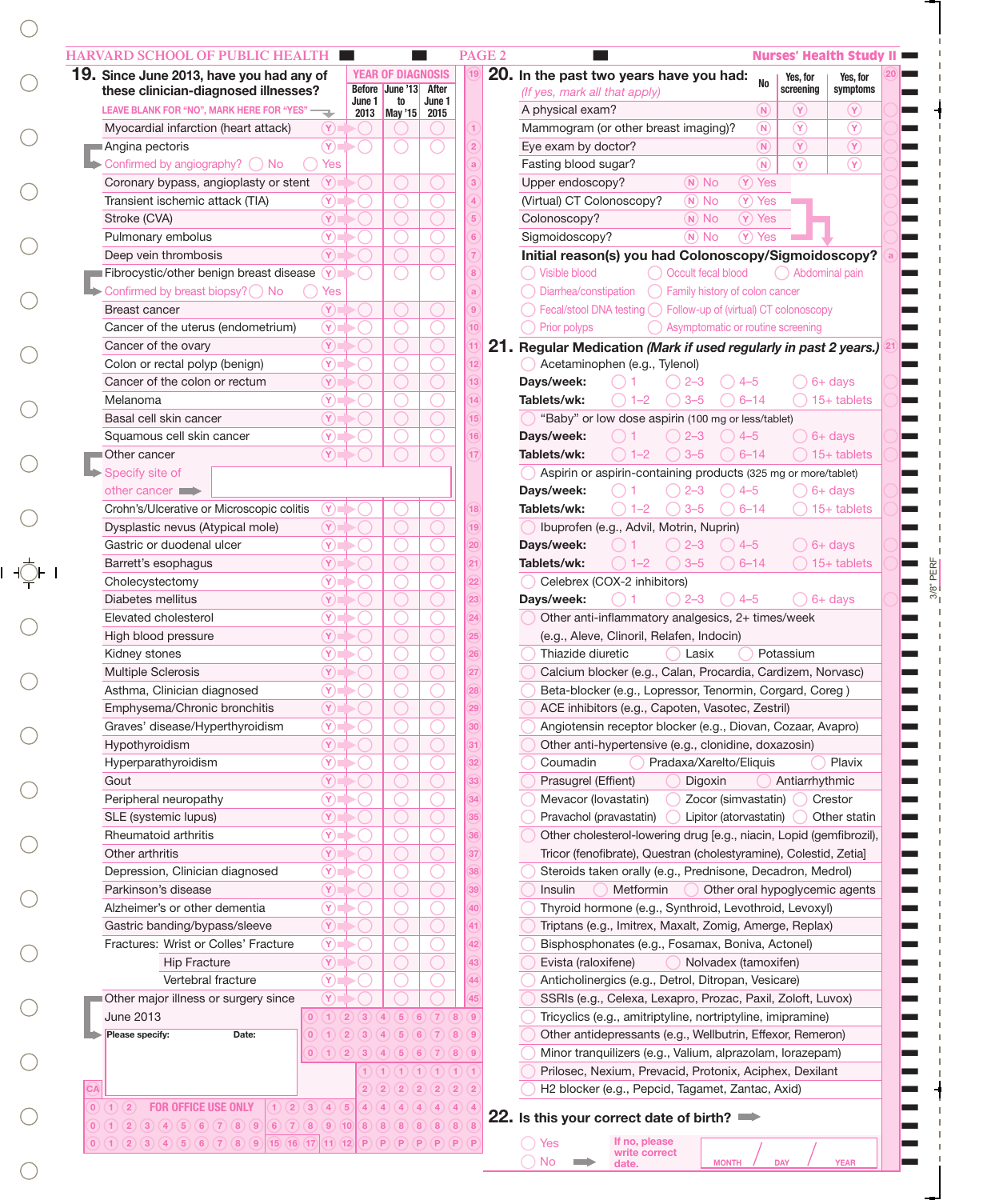HARVARD SCHOOL OF PUBLIC HEALTH — PAGE 2 — Nurses' Health Study II

## 19. Since June 2013, have you had any of these clinician-diagnosed illnesses?

LEAVE BLANK FOR "NO", MARK HERE FOR "YES"

| Illness | Yes | YEAR OF DIAGNOSIS: Before June 1 2013 | June '13 to May '15 | After June 1 2015 |
|---|---|---|---|---|
| Myocardial infarction (heart attack) | Y | | | |
| Angina pectoris | Y | | | |
| Confirmed by angiography? No / Yes | | | | |
| Coronary bypass, angioplasty or stent | Y | | | |
| Transient ischemic attack (TIA) | Y | | | |
| Stroke (CVA) | Y | | | |
| Pulmonary embolus | Y | | | |
| Deep vein thrombosis | Y | | | |
| Fibrocystic/other benign breast disease | Y | | | |
| Confirmed by breast biopsy? No / Yes | | | | |
| Breast cancer | Y | | | |
| Cancer of the uterus (endometrium) | Y | | | |
| Cancer of the ovary | Y | | | |
| Colon or rectal polyp (benign) | Y | | | |
| Cancer of the colon or rectum | Y | | | |
| Melanoma | Y | | | |
| Basal cell skin cancer | Y | | | |
| Squamous cell skin cancer | Y | | | |
| Other cancer | Y | | | |
| Specify site of other cancer | | | | |
| Crohn's/Ulcerative or Microscopic colitis | Y | | | |
| Dysplastic nevus (Atypical mole) | Y | | | |
| Gastric or duodenal ulcer | Y | | | |
| Barrett's esophagus | Y | | | |
| Cholecystectomy | Y | | | |
| Diabetes mellitus | Y | | | |
| Elevated cholesterol | Y | | | |
| High blood pressure | Y | | | |
| Kidney stones | Y | | | |
| Multiple Sclerosis | Y | | | |
| Asthma, Clinician diagnosed | Y | | | |
| Emphysema/Chronic bronchitis | Y | | | |
| Graves' disease/Hyperthyroidism | Y | | | |
| Hypothyroidism | Y | | | |
| Hyperparathyroidism | Y | | | |
| Gout | Y | | | |
| Peripheral neuropathy | Y | | | |
| SLE (systemic lupus) | Y | | | |
| Rheumatoid arthritis | Y | | | |
| Other arthritis | Y | | | |
| Depression, Clinician diagnosed | Y | | | |
| Parkinson's disease | Y | | | |
| Alzheimer's or other dementia | Y | | | |
| Gastric banding/bypass/sleeve | Y | | | |
| Fractures: Wrist or Colles' Fracture | Y | | | |
| Hip Fracture | Y | | | |
| Vertebral fracture | Y | | | |
| Other major illness or surgery since June 2013 | Y | | | |

Please specify: Date:

FOR OFFICE USE ONLY

## 20. In the past two years have you had:

*(If yes, mark all that apply)*

| | No | Yes, for screening | Yes, for symptoms |
|---|---|---|---|
| A physical exam? | N | Y | Y |
| Mammogram (or other breast imaging)? | N | Y | Y |
| Eye exam by doctor? | N | Y | Y |
| Fasting blood sugar? | N | Y | Y |

| | No | Yes |
|---|---|---|
| Upper endoscopy? | N | Y |
| (Virtual) CT Colonoscopy? | N | Y |
| Colonoscopy? | N | Y |
| Sigmoidoscopy? | N | Y |

**Initial reason(s) you had Colonoscopy/Sigmoidoscopy?**

- Visible blood
- Occult fecal blood
- Abdominal pain
- Diarrhea/constipation
- Family history of colon cancer
- Fecal/stool DNA testing
- Follow-up of (virtual) CT colonoscopy
- Prior polyps
- Asymptomatic or routine screening

## 21. Regular Medication *(Mark if used regularly in past 2 years.)*

- Acetaminophen (e.g., Tylenol)
  - **Days/week:** 1 / 2–3 / 4–5 / 6+ days
  - **Tablets/wk:** 1–2 / 3–5 / 6–14 / 15+ tablets
- "Baby" or low dose aspirin (100 mg or less/tablet)
  - **Days/week:** 1 / 2–3 / 4–5 / 6+ days
  - **Tablets/wk:** 1–2 / 3–5 / 6–14 / 15+ tablets
- Aspirin or aspirin-containing products (325 mg or more/tablet)
  - **Days/week:** 1 / 2–3 / 4–5 / 6+ days
  - **Tablets/wk:** 1–2 / 3–5 / 6–14 / 15+ tablets
- Ibuprofen (e.g., Advil, Motrin, Nuprin)
  - **Days/week:** 1 / 2–3 / 4–5 / 6+ days
  - **Tablets/wk:** 1–2 / 3–5 / 6–14 / 15+ tablets
- Celebrex (COX-2 inhibitors)
  - **Days/week:** 1 / 2–3 / 4–5 / 6+ days
- Other anti-inflammatory analgesics, 2+ times/week (e.g., Aleve, Clinoril, Relafen, Indocin)
- Thiazide diuretic / Lasix / Potassium
- Calcium blocker (e.g., Calan, Procardia, Cardizem, Norvasc)
- Beta-blocker (e.g., Lopressor, Tenormin, Corgard, Coreg )
- ACE inhibitors (e.g., Capoten, Vasotec, Zestril)
- Angiotensin receptor blocker (e.g., Diovan, Cozaar, Avapro)
- Other anti-hypertensive (e.g., clonidine, doxazosin)
- Coumadin / Pradaxa/Xarelto/Eliquis / Plavix
- Prasugrel (Effient) / Digoxin / Antiarrhythmic
- Mevacor (lovastatin) / Zocor (simvastatin) / Crestor
- Pravachol (pravastatin) / Lipitor (atorvastatin) / Other statin
- Other cholesterol-lowering drug [e.g., niacin, Lopid (gemfibrozil), Tricor (fenofibrate), Questran (cholestyramine), Colestid, Zetia]
- Steroids taken orally (e.g., Prednisone, Decadron, Medrol)
- Insulin / Metformin / Other oral hypoglycemic agents
- Thyroid hormone (e.g., Synthroid, Levothroid, Levoxyl)
- Triptans (e.g., Imitrex, Maxalt, Zomig, Amerge, Replax)
- Bisphosphonates (e.g., Fosamax, Boniva, Actonel)
- Evista (raloxifene) / Nolvadex (tamoxifen)
- Anticholinergics (e.g., Detrol, Ditropan, Vesicare)
- SSRIs (e.g., Celexa, Lexapro, Prozac, Paxil, Zoloft, Luvox)
- Tricyclics (e.g., amitriptyline, nortriptyline, imipramine)
- Other antidepressants (e.g., Wellbutrin, Effexor, Remeron)
- Minor tranquilizers (e.g., Valium, alprazolam, lorazepam)
- Prilosec, Nexium, Prevacid, Protonix, Aciphex, Dexilant
- H2 blocker (e.g., Pepcid, Tagamet, Zantac, Axid)

## 22. Is this your correct date of birth?

- Yes
- No → If no, please write correct date. MONTH / DAY / YEAR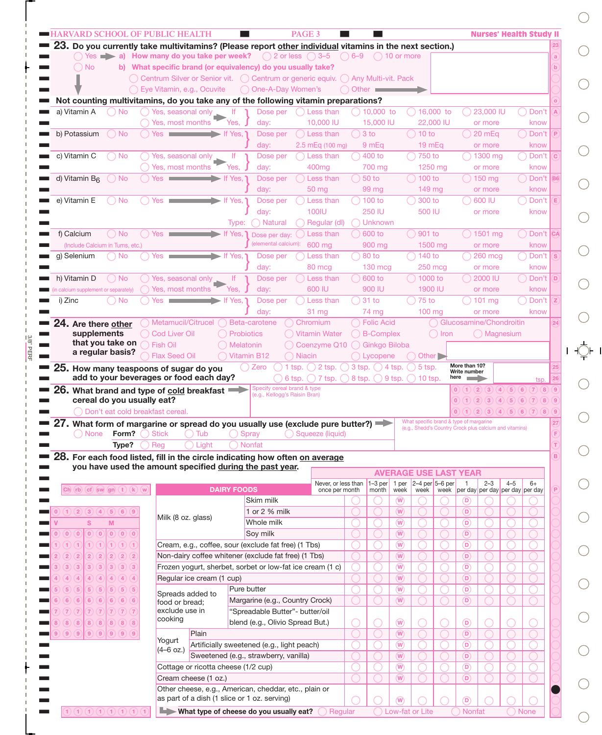HARVARD SCHOOL OF PUBLIC HEALTH — Nurses' Health Study II

**23. Do you currently take multivitamins? (Please report other individual vitamins in the next section.)**

◯ Yes ➡ **a) How many do you take per week?** ◯ 2 or less ◯ 3–5 ◯ 6–9 ◯ 10 or more

◯ No **b) What specific brand (or equivalency) do you usually take?**

◯ Centrum Silver or Senior vit. ◯ Centrum or generic equiv. ◯ Any Multi-vit. Pack
◯ Eye Vitamin, e.g., Ocuvite ◯ One-A-Day Women's ◯ Other ➡

**Not counting multivitamins, do you take any of the following vitamin preparations?**

| Vitamin | No | Yes | | Dose per day | | | | | |
|---|---|---|---|---|---|---|---|---|---|
| a) Vitamin A | ◯ No | ◯ Yes, seasonal only ◯ Yes, most months | If Yes, | Dose per day: | ◯ Less than 10,000 IU | ◯ 10,000 to 15,000 IU | ◯ 16,000 to 22,000 IU | ◯ 23,000 IU or more | ◯ Don't know |
| b) Potassium | ◯ No | ◯ Yes | If Yes, | Dose per day: | ◯ Less than 2.5 mEq (100 mg) | ◯ 3 to 9 mEq | ◯ 10 to 19 mEq | ◯ 20 mEq or more | ◯ Don't know |
| c) Vitamin C | ◯ No | ◯ Yes, seasonal only ◯ Yes, most months | If Yes, | Dose per day: | ◯ Less than 400mg | ◯ 400 to 700 mg | ◯ 750 to 1250 mg | ◯ 1300 mg or more | ◯ Don't know |
| d) Vitamin $B_6$ | ◯ No | ◯ Yes | If Yes, | Dose per day: | ◯ Less than 50 mg | ◯ 50 to 99 mg | ◯ 100 to 149 mg | ◯ 150 mg or more | ◯ Don't know |
| e) Vitamin E | ◯ No | ◯ Yes | If Yes, | Dose per day: | ◯ Less than 100IU | ◯ 100 to 250 IU | ◯ 300 to 500 IU | ◯ 600 IU or more | ◯ Don't know |
| | | | | Type: | ◯ Natural | ◯ Regular (dl) | ◯ Unknown | | |
| f) Calcium (Include Calcium in Tums, etc.) | ◯ No | ◯ Yes | If Yes, | Dose per day: (elemental calcium): | ◯ Less than 600 mg | ◯ 600 to 900 mg | ◯ 901 to 1500 mg | ◯ 1501 mg or more | ◯ Don't know |
| g) Selenium | ◯ No | ◯ Yes | If Yes, | Dose per day: | ◯ Less than 80 mcg | ◯ 80 to 130 mcg | ◯ 140 to 250 mcg | ◯ 260 mcg or more | ◯ Don't know |
| h) Vitamin D (in calcium supplement or separately) | ◯ No | ◯ Yes, seasonal only ◯ Yes, most months | If Yes, | Dose per day: | ◯ Less than 600 IU | ◯ 600 to 900 IU | ◯ 1000 to 1900 IU | ◯ 2000 IU or more | ◯ Don't know |
| i) Zinc | ◯ No | ◯ Yes | If Yes, | Dose per day: | ◯ Less than 31 mg | ◯ 31 to 74 mg | ◯ 75 to 100 mg | ◯ 101 mg or more | ◯ Don't know |

**24. Are there other supplements that you take on a regular basis?**

◯ Metamucil/Citrucel ◯ Beta-carotene ◯ Chromium ◯ Folic Acid ◯ Glucosamine/Chondroitin
◯ Cod Liver Oil ◯ Probiotics ◯ Vitamin Water ◯ B-Complex ◯ Iron ◯ Magnesium
◯ Fish Oil ◯ Melatonin ◯ Coenzyme Q10 ◯ Ginkgo Biloba
◯ Flax Seed Oil ◯ Vitamin B12 ◯ Niacin ◯ Lycopene ◯ Other ➡

**25. How many teaspoons of sugar do you add to your beverages or food each day?**

◯ Zero ◯ 1 tsp. ◯ 2 tsp. ◯ 3 tsp. ◯ 4 tsp. ◯ 5 tsp.
◯ 6 tsp. ◯ 7 tsp. ◯ 8 tsp. ◯ 9 tsp. ◯ 10 tsp.

More than 10? Write number here ➡ ____ tsp.

**26. What brand and type of cold breakfast cereal do you usually eat?** ➡ Specify cereal brand & type (e.g., Kellogg's Raisin Bran)

◯ Don't eat cold breakfast cereal.

**27. What form of margarine or spread do you usually use (exclude pure butter)?** ➡ What specific brand & type of margarine (e.g., Shedd's Country Crock plus calcium and vitamins)

◯ None **Form?** ◯ Stick ◯ Tub ◯ Spray ◯ Squeeze (liquid)

**Type?** ◯ Reg ◯ Light ◯ Nonfat

**28. For each food listed, fill in the circle indicating how often on average you have used the amount specified during the past year.**

AVERAGE USE LAST YEAR

| DAIRY FOODS | | Never, or less than once per month | 1–3 per month | 1 per week | 2–4 per week | 5–6 per week | 1 per day | 2–3 per day | 4–5 per day | 6+ per day |
|---|---|---|---|---|---|---|---|---|---|---|
| Milk (8 oz. glass) | Skim milk | ◯ | ◯ | Ⓦ | ◯ | ◯ | Ⓓ | ◯ | ◯ | ◯ |
| | 1 or 2 % milk | ◯ | ◯ | Ⓦ | ◯ | ◯ | Ⓓ | ◯ | ◯ | ◯ |
| | Whole milk | ◯ | ◯ | Ⓦ | ◯ | ◯ | Ⓓ | ◯ | ◯ | ◯ |
| | Soy milk | ◯ | ◯ | Ⓦ | ◯ | ◯ | Ⓓ | ◯ | ◯ | ◯ |
| Cream, e.g., coffee, sour (exclude fat free) (1 Tbs) | | ◯ | ◯ | Ⓦ | ◯ | ◯ | Ⓓ | ◯ | ◯ | ◯ |
| Non-dairy coffee whitener (exclude fat free) (1 Tbs) | | ◯ | ◯ | Ⓦ | ◯ | ◯ | Ⓓ | ◯ | ◯ | ◯ |
| Frozen yogurt, sherbet, sorbet or low-fat ice cream (1 c) | | ◯ | ◯ | Ⓦ | ◯ | ◯ | Ⓓ | ◯ | ◯ | ◯ |
| Regular ice cream (1 cup) | | ◯ | ◯ | Ⓦ | ◯ | ◯ | Ⓓ | ◯ | ◯ | ◯ |
| Spreads added to food or bread; exclude use in cooking | Pure butter | ◯ | ◯ | Ⓦ | ◯ | ◯ | Ⓓ | ◯ | ◯ | ◯ |
| | Margarine (e.g., Country Crock) | ◯ | ◯ | Ⓦ | ◯ | ◯ | Ⓓ | ◯ | ◯ | ◯ |
| | "Spreadable Butter"- butter/oil blend (e.g., Olivio Spread But.) | ◯ | ◯ | Ⓦ | ◯ | ◯ | Ⓓ | ◯ | ◯ | ◯ |
| Yogurt (4–6 oz.) | Plain | ◯ | ◯ | Ⓦ | ◯ | ◯ | Ⓓ | ◯ | ◯ | ◯ |
| | Artificially sweetened (e.g., light peach) | ◯ | ◯ | Ⓦ | ◯ | ◯ | Ⓓ | ◯ | ◯ | ◯ |
| | Sweetened (e.g., strawberry, vanilla) | ◯ | ◯ | Ⓦ | ◯ | ◯ | Ⓓ | ◯ | ◯ | ◯ |
| Cottage or ricotta cheese (1/2 cup) | | ◯ | ◯ | Ⓦ | ◯ | ◯ | Ⓓ | ◯ | ◯ | ◯ |
| Cream cheese (1 oz.) | | ◯ | ◯ | Ⓦ | ◯ | ◯ | Ⓓ | ◯ | ◯ | ◯ |
| Other cheese, e.g., American, cheddar, etc., plain or as part of a dish (1 slice or 1 oz. serving) | | ◯ | ◯ | Ⓦ | ◯ | ◯ | Ⓓ | ◯ | ◯ | ◯ |

➡ **What type of cheese do you usually eat?** ◯ Regular ◯ Low-fat or Lite ◯ Nonfat ◯ None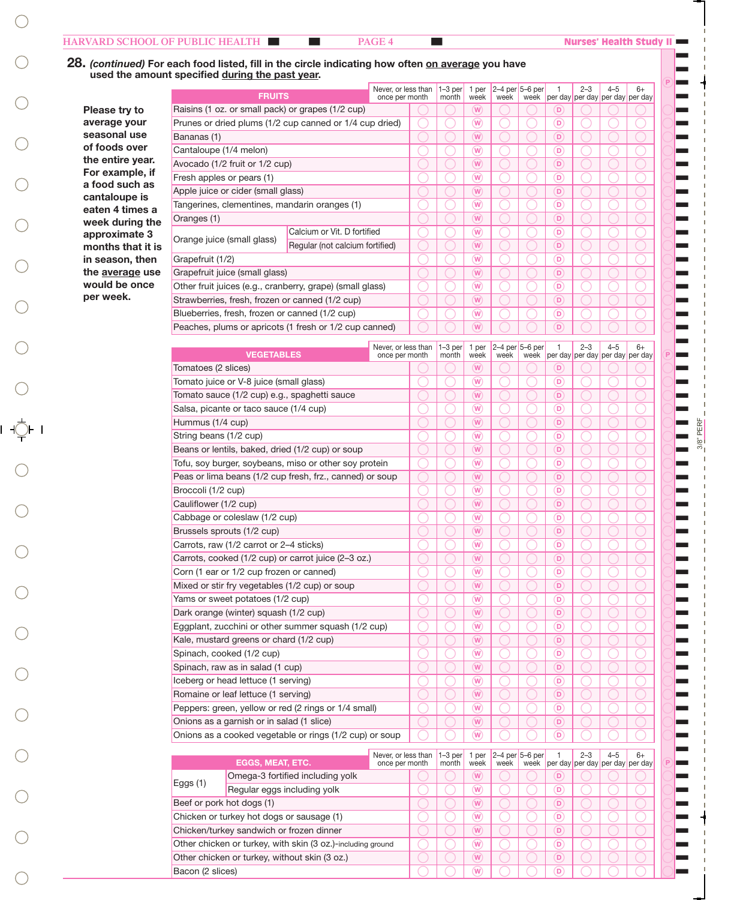**28.** ***(continued)*** **For each food listed, fill in the circle indicating how often on average you have used the amount specified during the past year.**

**Please try to average your seasonal use of foods over the entire year. For example, if a food such as cantaloupe is eaten 4 times a week during the approximate 3 months that it is in season, then the average use would be once per week.**

| FRUITS | Never, or less than once per month | 1–3 per month | 1 per week | 2–4 per week | 5–6 per week | 1 per day | 2–3 per day | 4–5 per day | 6+ per day |
|---|---|---|---|---|---|---|---|---|---|
| Raisins (1 oz. or small pack) or grapes (1/2 cup) | ◯ | ◯ | Ⓦ | ◯ | ◯ | Ⓓ | ◯ | ◯ | ◯ |
| Prunes or dried plums (1/2 cup canned or 1/4 cup dried) | ◯ | ◯ | Ⓦ | ◯ | ◯ | Ⓓ | ◯ | ◯ | ◯ |
| Bananas (1) | ◯ | ◯ | Ⓦ | ◯ | ◯ | Ⓓ | ◯ | ◯ | ◯ |
| Cantaloupe (1/4 melon) | ◯ | ◯ | Ⓦ | ◯ | ◯ | Ⓓ | ◯ | ◯ | ◯ |
| Avocado (1/2 fruit or 1/2 cup) | ◯ | ◯ | Ⓦ | ◯ | ◯ | Ⓓ | ◯ | ◯ | ◯ |
| Fresh apples or pears (1) | ◯ | ◯ | Ⓦ | ◯ | ◯ | Ⓓ | ◯ | ◯ | ◯ |
| Apple juice or cider (small glass) | ◯ | ◯ | Ⓦ | ◯ | ◯ | Ⓓ | ◯ | ◯ | ◯ |
| Tangerines, clementines, mandarin oranges (1) | ◯ | ◯ | Ⓦ | ◯ | ◯ | Ⓓ | ◯ | ◯ | ◯ |
| Oranges (1) | ◯ | ◯ | Ⓦ | ◯ | ◯ | Ⓓ | ◯ | ◯ | ◯ |
| Orange juice (small glass) — Calcium or Vit. D fortified | ◯ | ◯ | Ⓦ | ◯ | ◯ | Ⓓ | ◯ | ◯ | ◯ |
| Orange juice (small glass) — Regular (not calcium fortified) | ◯ | ◯ | Ⓦ | ◯ | ◯ | Ⓓ | ◯ | ◯ | ◯ |
| Grapefruit (1/2) | ◯ | ◯ | Ⓦ | ◯ | ◯ | Ⓓ | ◯ | ◯ | ◯ |
| Grapefruit juice (small glass) | ◯ | ◯ | Ⓦ | ◯ | ◯ | Ⓓ | ◯ | ◯ | ◯ |
| Other fruit juices (e.g., cranberry, grape) (small glass) | ◯ | ◯ | Ⓦ | ◯ | ◯ | Ⓓ | ◯ | ◯ | ◯ |
| Strawberries, fresh, frozen or canned (1/2 cup) | ◯ | ◯ | Ⓦ | ◯ | ◯ | Ⓓ | ◯ | ◯ | ◯ |
| Blueberries, fresh, frozen or canned (1/2 cup) | ◯ | ◯ | Ⓦ | ◯ | ◯ | Ⓓ | ◯ | ◯ | ◯ |
| Peaches, plums or apricots (1 fresh or 1/2 cup canned) | ◯ | ◯ | Ⓦ | ◯ | ◯ | Ⓓ | ◯ | ◯ | ◯ |

| VEGETABLES | Never, or less than once per month | 1–3 per month | 1 per week | 2–4 per week | 5–6 per week | 1 per day | 2–3 per day | 4–5 per day | 6+ per day |
|---|---|---|---|---|---|---|---|---|---|
| Tomatoes (2 slices) | ◯ | ◯ | Ⓦ | ◯ | ◯ | Ⓓ | ◯ | ◯ | ◯ |
| Tomato juice or V-8 juice (small glass) | ◯ | ◯ | Ⓦ | ◯ | ◯ | Ⓓ | ◯ | ◯ | ◯ |
| Tomato sauce (1/2 cup) e.g., spaghetti sauce | ◯ | ◯ | Ⓦ | ◯ | ◯ | Ⓓ | ◯ | ◯ | ◯ |
| Salsa, picante or taco sauce (1/4 cup) | ◯ | ◯ | Ⓦ | ◯ | ◯ | Ⓓ | ◯ | ◯ | ◯ |
| Hummus (1/4 cup) | ◯ | ◯ | Ⓦ | ◯ | ◯ | Ⓓ | ◯ | ◯ | ◯ |
| String beans (1/2 cup) | ◯ | ◯ | Ⓦ | ◯ | ◯ | Ⓓ | ◯ | ◯ | ◯ |
| Beans or lentils, baked, dried (1/2 cup) or soup | ◯ | ◯ | Ⓦ | ◯ | ◯ | Ⓓ | ◯ | ◯ | ◯ |
| Tofu, soy burger, soybeans, miso or other soy protein | ◯ | ◯ | Ⓦ | ◯ | ◯ | Ⓓ | ◯ | ◯ | ◯ |
| Peas or lima beans (1/2 cup fresh, frz., canned) or soup | ◯ | ◯ | Ⓦ | ◯ | ◯ | Ⓓ | ◯ | ◯ | ◯ |
| Broccoli (1/2 cup) | ◯ | ◯ | Ⓦ | ◯ | ◯ | Ⓓ | ◯ | ◯ | ◯ |
| Cauliflower (1/2 cup) | ◯ | ◯ | Ⓦ | ◯ | ◯ | Ⓓ | ◯ | ◯ | ◯ |
| Cabbage or coleslaw (1/2 cup) | ◯ | ◯ | Ⓦ | ◯ | ◯ | Ⓓ | ◯ | ◯ | ◯ |
| Brussels sprouts (1/2 cup) | ◯ | ◯ | Ⓦ | ◯ | ◯ | Ⓓ | ◯ | ◯ | ◯ |
| Carrots, raw (1/2 carrot or 2–4 sticks) | ◯ | ◯ | Ⓦ | ◯ | ◯ | Ⓓ | ◯ | ◯ | ◯ |
| Carrots, cooked (1/2 cup) or carrot juice (2–3 oz.) | ◯ | ◯ | Ⓦ | ◯ | ◯ | Ⓓ | ◯ | ◯ | ◯ |
| Corn (1 ear or 1/2 cup frozen or canned) | ◯ | ◯ | Ⓦ | ◯ | ◯ | Ⓓ | ◯ | ◯ | ◯ |
| Mixed or stir fry vegetables (1/2 cup) or soup | ◯ | ◯ | Ⓦ | ◯ | ◯ | Ⓓ | ◯ | ◯ | ◯ |
| Yams or sweet potatoes (1/2 cup) | ◯ | ◯ | Ⓦ | ◯ | ◯ | Ⓓ | ◯ | ◯ | ◯ |
| Dark orange (winter) squash (1/2 cup) | ◯ | ◯ | Ⓦ | ◯ | ◯ | Ⓓ | ◯ | ◯ | ◯ |
| Eggplant, zucchini or other summer squash (1/2 cup) | ◯ | ◯ | Ⓦ | ◯ | ◯ | Ⓓ | ◯ | ◯ | ◯ |
| Kale, mustard greens or chard (1/2 cup) | ◯ | ◯ | Ⓦ | ◯ | ◯ | Ⓓ | ◯ | ◯ | ◯ |
| Spinach, cooked (1/2 cup) | ◯ | ◯ | Ⓦ | ◯ | ◯ | Ⓓ | ◯ | ◯ | ◯ |
| Spinach, raw as in salad (1 cup) | ◯ | ◯ | Ⓦ | ◯ | ◯ | Ⓓ | ◯ | ◯ | ◯ |
| Iceberg or head lettuce (1 serving) | ◯ | ◯ | Ⓦ | ◯ | ◯ | Ⓓ | ◯ | ◯ | ◯ |
| Romaine or leaf lettuce (1 serving) | ◯ | ◯ | Ⓦ | ◯ | ◯ | Ⓓ | ◯ | ◯ | ◯ |
| Peppers: green, yellow or red (2 rings or 1/4 small) | ◯ | ◯ | Ⓦ | ◯ | ◯ | Ⓓ | ◯ | ◯ | ◯ |
| Onions as a garnish or in salad (1 slice) | ◯ | ◯ | Ⓦ | ◯ | ◯ | Ⓓ | ◯ | ◯ | ◯ |
| Onions as a cooked vegetable or rings (1/2 cup) or soup | ◯ | ◯ | Ⓦ | ◯ | ◯ | Ⓓ | ◯ | ◯ | ◯ |

| EGGS, MEAT, ETC. | Never, or less than once per month | 1–3 per month | 1 per week | 2–4 per week | 5–6 per week | 1 per day | 2–3 per day | 4–5 per day | 6+ per day |
|---|---|---|---|---|---|---|---|---|---|
| Eggs (1) — Omega-3 fortified including yolk | ◯ | ◯ | Ⓦ | ◯ | ◯ | Ⓓ | ◯ | ◯ | ◯ |
| Eggs (1) — Regular eggs including yolk | ◯ | ◯ | Ⓦ | ◯ | ◯ | Ⓓ | ◯ | ◯ | ◯ |
| Beef or pork hot dogs (1) | ◯ | ◯ | Ⓦ | ◯ | ◯ | Ⓓ | ◯ | ◯ | ◯ |
| Chicken or turkey hot dogs or sausage (1) | ◯ | ◯ | Ⓦ | ◯ | ◯ | Ⓓ | ◯ | ◯ | ◯ |
| Chicken/turkey sandwich or frozen dinner | ◯ | ◯ | Ⓦ | ◯ | ◯ | Ⓓ | ◯ | ◯ | ◯ |
| Other chicken or turkey, with skin (3 oz.)-including ground | ◯ | ◯ | Ⓦ | ◯ | ◯ | Ⓓ | ◯ | ◯ | ◯ |
| Other chicken or turkey, without skin (3 oz.) | ◯ | ◯ | Ⓦ | ◯ | ◯ | Ⓓ | ◯ | ◯ | ◯ |
| Bacon (2 slices) | ◯ | ◯ | Ⓦ | ◯ | ◯ | Ⓓ | ◯ | ◯ | ◯ |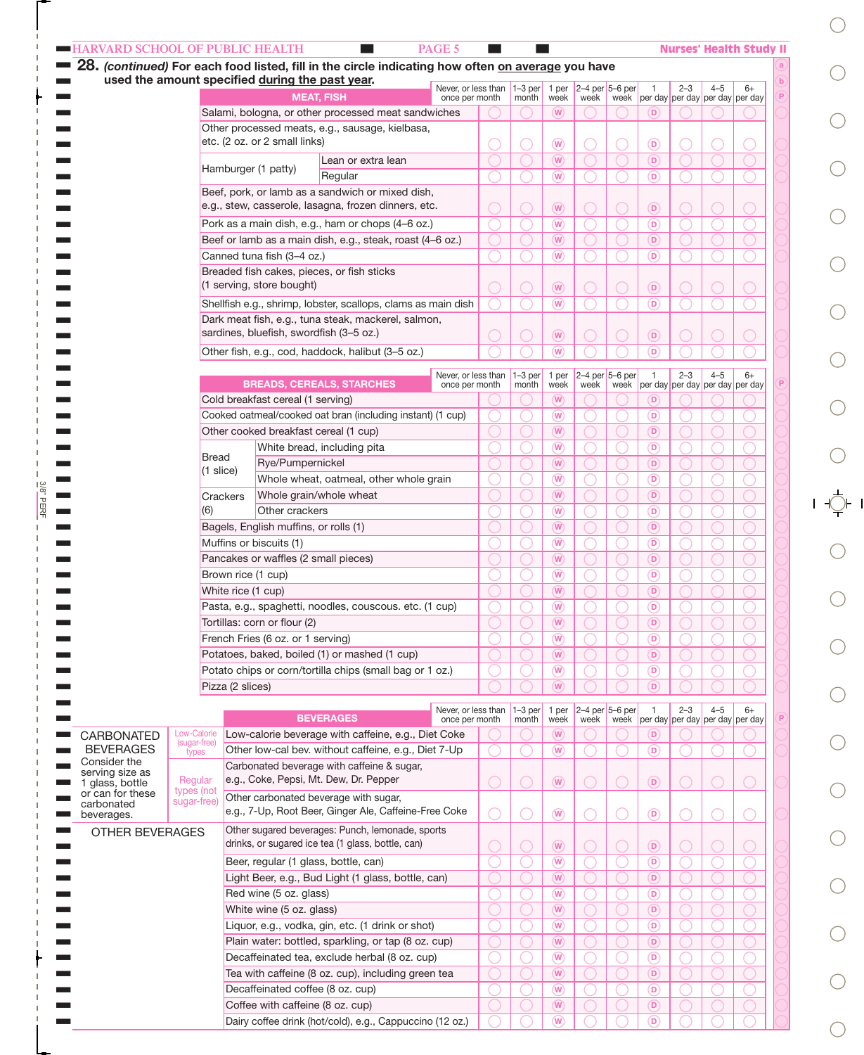**28.** ***(continued)*** **For each food listed, fill in the circle indicating how often on average you have used the amount specified during the past year.**

| MEAT, FISH | Never, or less than once per month | 1–3 per month | 1 per week | 2–4 per week | 5–6 per week | 1 per day | 2–3 per day | 4–5 per day | 6+ per day |
|---|---|---|---|---|---|---|---|---|---|
| Salami, bologna, or other processed meat sandwiches | ○ | ○ | Ⓦ | ○ | ○ | Ⓓ | ○ | ○ | ○ |
| Other processed meats, e.g., sausage, kielbasa, etc. (2 oz. or 2 small links) | ○ | ○ | Ⓦ | ○ | ○ | Ⓓ | ○ | ○ | ○ |
| Hamburger (1 patty): Lean or extra lean | ○ | ○ | Ⓦ | ○ | ○ | Ⓓ | ○ | ○ | ○ |
| Hamburger (1 patty): Regular | ○ | ○ | Ⓦ | ○ | ○ | Ⓓ | ○ | ○ | ○ |
| Beef, pork, or lamb as a sandwich or mixed dish, e.g., stew, casserole, lasagna, frozen dinners, etc. | ○ | ○ | Ⓦ | ○ | ○ | Ⓓ | ○ | ○ | ○ |
| Pork as a main dish, e.g., ham or chops (4–6 oz.) | ○ | ○ | Ⓦ | ○ | ○ | Ⓓ | ○ | ○ | ○ |
| Beef or lamb as a main dish, e.g., steak, roast (4–6 oz.) | ○ | ○ | Ⓦ | ○ | ○ | Ⓓ | ○ | ○ | ○ |
| Canned tuna fish (3–4 oz.) | ○ | ○ | Ⓦ | ○ | ○ | Ⓓ | ○ | ○ | ○ |
| Breaded fish cakes, pieces, or fish sticks (1 serving, store bought) | ○ | ○ | Ⓦ | ○ | ○ | Ⓓ | ○ | ○ | ○ |
| Shellfish e.g., shrimp, lobster, scallops, clams as main dish | ○ | ○ | Ⓦ | ○ | ○ | Ⓓ | ○ | ○ | ○ |
| Dark meat fish, e.g., tuna steak, mackerel, salmon, sardines, bluefish, swordfish (3–5 oz.) | ○ | ○ | Ⓦ | ○ | ○ | Ⓓ | ○ | ○ | ○ |
| Other fish, e.g., cod, haddock, halibut (3–5 oz.) | ○ | ○ | Ⓦ | ○ | ○ | Ⓓ | ○ | ○ | ○ |

| BREADS, CEREALS, STARCHES | Never, or less than once per month | 1–3 per month | 1 per week | 2–4 per week | 5–6 per week | 1 per day | 2–3 per day | 4–5 per day | 6+ per day |
|---|---|---|---|---|---|---|---|---|---|
| Cold breakfast cereal (1 serving) | ○ | ○ | Ⓦ | ○ | ○ | Ⓓ | ○ | ○ | ○ |
| Cooked oatmeal/cooked oat bran (including instant) (1 cup) | ○ | ○ | Ⓦ | ○ | ○ | Ⓓ | ○ | ○ | ○ |
| Other cooked breakfast cereal (1 cup) | ○ | ○ | Ⓦ | ○ | ○ | Ⓓ | ○ | ○ | ○ |
| Bread (1 slice): White bread, including pita | ○ | ○ | Ⓦ | ○ | ○ | Ⓓ | ○ | ○ | ○ |
| Bread (1 slice): Rye/Pumpernickel | ○ | ○ | Ⓦ | ○ | ○ | Ⓓ | ○ | ○ | ○ |
| Bread (1 slice): Whole wheat, oatmeal, other whole grain | ○ | ○ | Ⓦ | ○ | ○ | Ⓓ | ○ | ○ | ○ |
| Crackers (6): Whole grain/whole wheat | ○ | ○ | Ⓦ | ○ | ○ | Ⓓ | ○ | ○ | ○ |
| Crackers (6): Other crackers | ○ | ○ | Ⓦ | ○ | ○ | Ⓓ | ○ | ○ | ○ |
| Bagels, English muffins, or rolls (1) | ○ | ○ | Ⓦ | ○ | ○ | Ⓓ | ○ | ○ | ○ |
| Muffins or biscuits (1) | ○ | ○ | Ⓦ | ○ | ○ | Ⓓ | ○ | ○ | ○ |
| Pancakes or waffles (2 small pieces) | ○ | ○ | Ⓦ | ○ | ○ | Ⓓ | ○ | ○ | ○ |
| Brown rice (1 cup) | ○ | ○ | Ⓦ | ○ | ○ | Ⓓ | ○ | ○ | ○ |
| White rice (1 cup) | ○ | ○ | Ⓦ | ○ | ○ | Ⓓ | ○ | ○ | ○ |
| Pasta, e.g., spaghetti, noodles, couscous. etc. (1 cup) | ○ | ○ | Ⓦ | ○ | ○ | Ⓓ | ○ | ○ | ○ |
| Tortillas: corn or flour (2) | ○ | ○ | Ⓦ | ○ | ○ | Ⓓ | ○ | ○ | ○ |
| French Fries (6 oz. or 1 serving) | ○ | ○ | Ⓦ | ○ | ○ | Ⓓ | ○ | ○ | ○ |
| Potatoes, baked, boiled (1) or mashed (1 cup) | ○ | ○ | Ⓦ | ○ | ○ | Ⓓ | ○ | ○ | ○ |
| Potato chips or corn/tortilla chips (small bag or 1 oz.) | ○ | ○ | Ⓦ | ○ | ○ | Ⓓ | ○ | ○ | ○ |
| Pizza (2 slices) | ○ | ○ | Ⓦ | ○ | ○ | Ⓓ | ○ | ○ | ○ |

CARBONATED BEVERAGES — Consider the serving size as 1 glass, bottle or can for these carbonated beverages.

| BEVERAGES | Never, or less than once per month | 1–3 per month | 1 per week | 2–4 per week | 5–6 per week | 1 per day | 2–3 per day | 4–5 per day | 6+ per day |
|---|---|---|---|---|---|---|---|---|---|
| Low-Calorie (sugar-free) types: Low-calorie beverage with caffeine, e.g., Diet Coke | ○ | ○ | Ⓦ | ○ | ○ | Ⓓ | ○ | ○ | ○ |
| Low-Calorie (sugar-free) types: Other low-cal bev. without caffeine, e.g., Diet 7-Up | ○ | ○ | Ⓦ | ○ | ○ | Ⓓ | ○ | ○ | ○ |
| Regular types (not sugar-free): Carbonated beverage with caffeine & sugar, e.g., Coke, Pepsi, Mt. Dew, Dr. Pepper | ○ | ○ | Ⓦ | ○ | ○ | Ⓓ | ○ | ○ | ○ |
| Regular types (not sugar-free): Other carbonated beverage with sugar, e.g., 7-Up, Root Beer, Ginger Ale, Caffeine-Free Coke | ○ | ○ | Ⓦ | ○ | ○ | Ⓓ | ○ | ○ | ○ |
| OTHER BEVERAGES: Other sugared beverages: Punch, lemonade, sports drinks, or sugared ice tea (1 glass, bottle, can) | ○ | ○ | Ⓦ | ○ | ○ | Ⓓ | ○ | ○ | ○ |
| Beer, regular (1 glass, bottle, can) | ○ | ○ | Ⓦ | ○ | ○ | Ⓓ | ○ | ○ | ○ |
| Light Beer, e.g., Bud Light (1 glass, bottle, can) | ○ | ○ | Ⓦ | ○ | ○ | Ⓓ | ○ | ○ | ○ |
| Red wine (5 oz. glass) | ○ | ○ | Ⓦ | ○ | ○ | Ⓓ | ○ | ○ | ○ |
| White wine (5 oz. glass) | ○ | ○ | Ⓦ | ○ | ○ | Ⓓ | ○ | ○ | ○ |
| Liquor, e.g., vodka, gin, etc. (1 drink or shot) | ○ | ○ | Ⓦ | ○ | ○ | Ⓓ | ○ | ○ | ○ |
| Plain water: bottled, sparkling, or tap (8 oz. cup) | ○ | ○ | Ⓦ | ○ | ○ | Ⓓ | ○ | ○ | ○ |
| Decaffeinated tea, exclude herbal (8 oz. cup) | ○ | ○ | Ⓦ | ○ | ○ | Ⓓ | ○ | ○ | ○ |
| Tea with caffeine (8 oz. cup), including green tea | ○ | ○ | Ⓦ | ○ | ○ | Ⓓ | ○ | ○ | ○ |
| Decaffeinated coffee (8 oz. cup) | ○ | ○ | Ⓦ | ○ | ○ | Ⓓ | ○ | ○ | ○ |
| Coffee with caffeine (8 oz. cup) | ○ | ○ | Ⓦ | ○ | ○ | Ⓓ | ○ | ○ | ○ |
| Dairy coffee drink (hot/cold), e.g., Cappuccino (12 oz.) | ○ | ○ | Ⓦ | ○ | ○ | Ⓓ | ○ | ○ | ○ |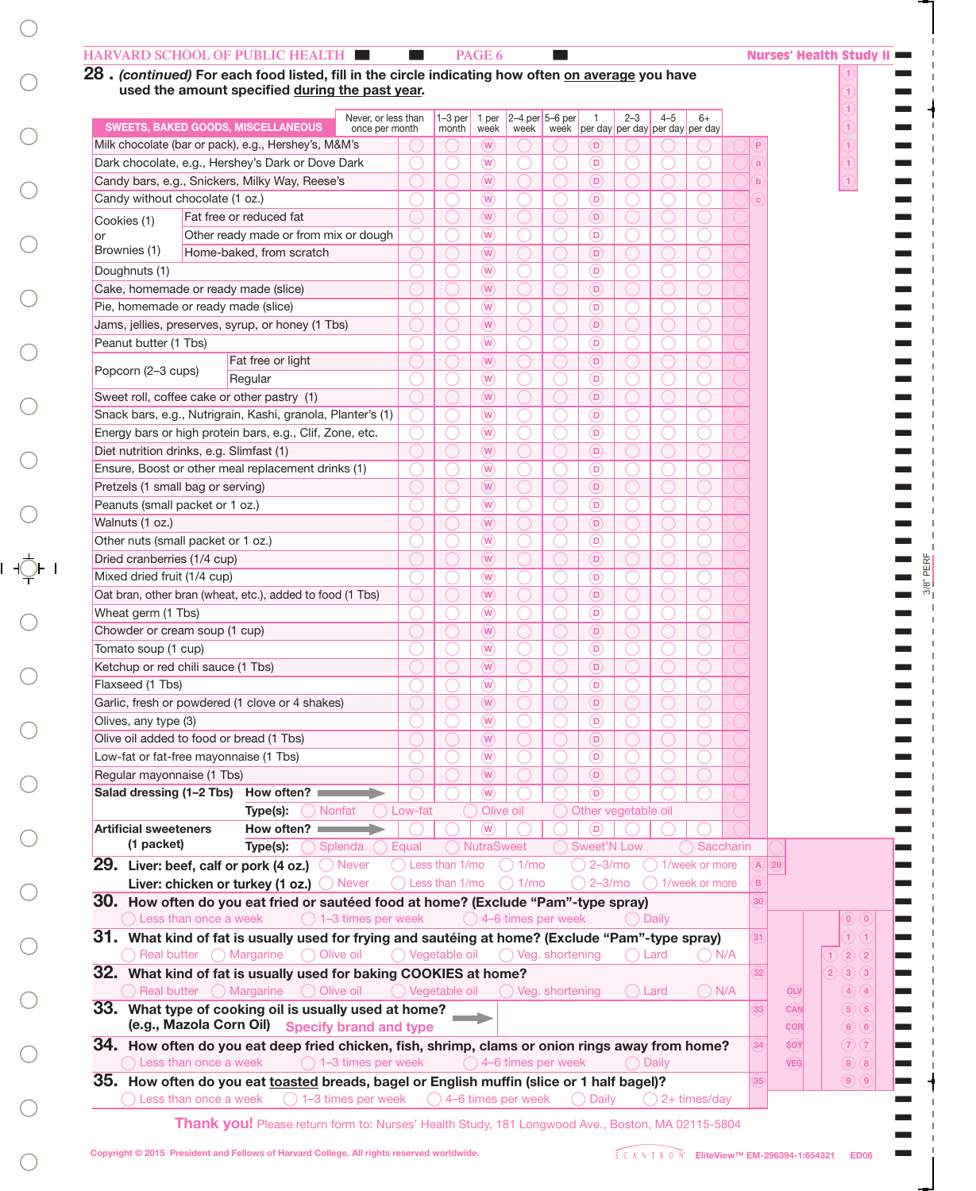**28.** ***(continued)*** **For each food listed, fill in the circle indicating how often on average you have used the amount specified during the past year.**

| SWEETS, BAKED GOODS, MISCELLANEOUS | | Never, or less than once per month | 1–3 per month | 1 per week | 2–4 per week | 5–6 per week | 1 per day | 2–3 per day | 4–5 per day | 6+ per day |
|---|---|---|---|---|---|---|---|---|---|---|
| Milk chocolate (bar or pack), e.g., Hershey's, M&M's | | ○ | ○ | W | ○ | ○ | D | ○ | ○ | ○ |
| Dark chocolate, e.g., Hershey's Dark or Dove Dark | | ○ | ○ | W | ○ | ○ | D | ○ | ○ | ○ |
| Candy bars, e.g., Snickers, Milky Way, Reese's | | ○ | ○ | W | ○ | ○ | D | ○ | ○ | ○ |
| Candy without chocolate (1 oz.) | | ○ | ○ | W | ○ | ○ | D | ○ | ○ | ○ |
| Cookies (1) or Brownies (1) | Fat free or reduced fat | ○ | ○ | W | ○ | ○ | D | ○ | ○ | ○ |
| | Other ready made or from mix or dough | ○ | ○ | W | ○ | ○ | D | ○ | ○ | ○ |
| | Home-baked, from scratch | ○ | ○ | W | ○ | ○ | D | ○ | ○ | ○ |
| Doughnuts (1) | | ○ | ○ | W | ○ | ○ | D | ○ | ○ | ○ |
| Cake, homemade or ready made (slice) | | ○ | ○ | W | ○ | ○ | D | ○ | ○ | ○ |
| Pie, homemade or ready made (slice) | | ○ | ○ | W | ○ | ○ | D | ○ | ○ | ○ |
| Jams, jellies, preserves, syrup, or honey (1 Tbs) | | ○ | ○ | W | ○ | ○ | D | ○ | ○ | ○ |
| Peanut butter (1 Tbs) | | ○ | ○ | W | ○ | ○ | D | ○ | ○ | ○ |
| Popcorn (2–3 cups) | Fat free or light | ○ | ○ | W | ○ | ○ | D | ○ | ○ | ○ |
| | Regular | ○ | ○ | W | ○ | ○ | D | ○ | ○ | ○ |
| Sweet roll, coffee cake or other pastry (1) | | ○ | ○ | W | ○ | ○ | D | ○ | ○ | ○ |
| Snack bars, e.g., Nutrigrain, Kashi, granola, Planter's (1) | | ○ | ○ | W | ○ | ○ | D | ○ | ○ | ○ |
| Energy bars or high protein bars, e.g., Clif, Zone, etc. | | ○ | ○ | W | ○ | ○ | D | ○ | ○ | ○ |
| Diet nutrition drinks, e.g. Slimfast (1) | | ○ | ○ | W | ○ | ○ | D | ○ | ○ | ○ |
| Ensure, Boost or other meal replacement drinks (1) | | ○ | ○ | W | ○ | ○ | D | ○ | ○ | ○ |
| Pretzels (1 small bag or serving) | | ○ | ○ | W | ○ | ○ | D | ○ | ○ | ○ |
| Peanuts (small packet or 1 oz.) | | ○ | ○ | W | ○ | ○ | D | ○ | ○ | ○ |
| Walnuts (1 oz.) | | ○ | ○ | W | ○ | ○ | D | ○ | ○ | ○ |
| Other nuts (small packet or 1 oz.) | | ○ | ○ | W | ○ | ○ | D | ○ | ○ | ○ |
| Dried cranberries (1/4 cup) | | ○ | ○ | W | ○ | ○ | D | ○ | ○ | ○ |
| Mixed dried fruit (1/4 cup) | | ○ | ○ | W | ○ | ○ | D | ○ | ○ | ○ |
| Oat bran, other bran (wheat, etc.), added to food (1 Tbs) | | ○ | ○ | W | ○ | ○ | D | ○ | ○ | ○ |
| Wheat germ (1 Tbs) | | ○ | ○ | W | ○ | ○ | D | ○ | ○ | ○ |
| Chowder or cream soup (1 cup) | | ○ | ○ | W | ○ | ○ | D | ○ | ○ | ○ |
| Tomato soup (1 cup) | | ○ | ○ | W | ○ | ○ | D | ○ | ○ | ○ |
| Ketchup or red chili sauce (1 Tbs) | | ○ | ○ | W | ○ | ○ | D | ○ | ○ | ○ |
| Flaxseed (1 Tbs) | | ○ | ○ | W | ○ | ○ | D | ○ | ○ | ○ |
| Garlic, fresh or powdered (1 clove or 4 shakes) | | ○ | ○ | W | ○ | ○ | D | ○ | ○ | ○ |
| Olives, any type (3) | | ○ | ○ | W | ○ | ○ | D | ○ | ○ | ○ |
| Olive oil added to food or bread (1 Tbs) | | ○ | ○ | W | ○ | ○ | D | ○ | ○ | ○ |
| Low-fat or fat-free mayonnaise (1 Tbs) | | ○ | ○ | W | ○ | ○ | D | ○ | ○ | ○ |
| Regular mayonnaise (1 Tbs) | | ○ | ○ | W | ○ | ○ | D | ○ | ○ | ○ |
| **Salad dressing (1–2 Tbs)** | **How often?** | ○ | ○ | W | ○ | ○ | D | ○ | ○ | ○ |

**Salad dressing** Type(s): ○ Nonfat ○ Low-fat ○ Olive oil ○ Other vegetable oil

| **Artificial sweeteners (1 packet)** | **How often?** | ○ | ○ | W | ○ | ○ | D | ○ | ○ | ○ |
|---|---|---|---|---|---|---|---|---|---|---|

**Artificial sweeteners** Type(s): ○ Splenda ○ Equal ○ NutraSweet ○ Sweet'N Low ○ Saccharin

**29.** **Liver: beef, calf or pork (4 oz.)** ○ Never ○ Less than 1/mo ○ 1/mo ○ 2–3/mo ○ 1/week or more

**Liver: chicken or turkey (1 oz.)** ○ Never ○ Less than 1/mo ○ 1/mo ○ 2–3/mo ○ 1/week or more

**30.** **How often do you eat fried or sautéed food at home? (Exclude "Pam"-type spray)**
○ Less than once a week ○ 1–3 times per week ○ 4–6 times per week ○ Daily

**31.** **What kind of fat is usually used for frying and sautéing at home? (Exclude "Pam"-type spray)**
○ Real butter ○ Margarine ○ Olive oil ○ Vegetable oil ○ Veg. shortening ○ Lard ○ N/A

**32.** **What kind of fat is usually used for baking COOKIES at home?**
○ Real butter ○ Margarine ○ Olive oil ○ Vegetable oil ○ Veg. shortening ○ Lard ○ N/A

**33.** **What type of cooking oil is usually used at home? (e.g., Mazola Corn Oil)** → Specify brand and type

**34.** **How often do you eat deep fried chicken, fish, shrimp, clams or onion rings away from home?**
○ Less than once a week ○ 1–3 times per week ○ 4–6 times per week ○ Daily

**35.** **How often do you eat toasted breads, bagel or English muffin (slice or 1 half bagel)?**
○ Less than once a week ○ 1–3 times per week ○ 4–6 times per week ○ Daily ○ 2+ times/day

**Thank you!** Please return form to: Nurses' Health Study, 181 Longwood Ave., Boston, MA 02115-5804

Copyright © 2015 President and Fellows of Harvard College. All rights reserved worldwide.